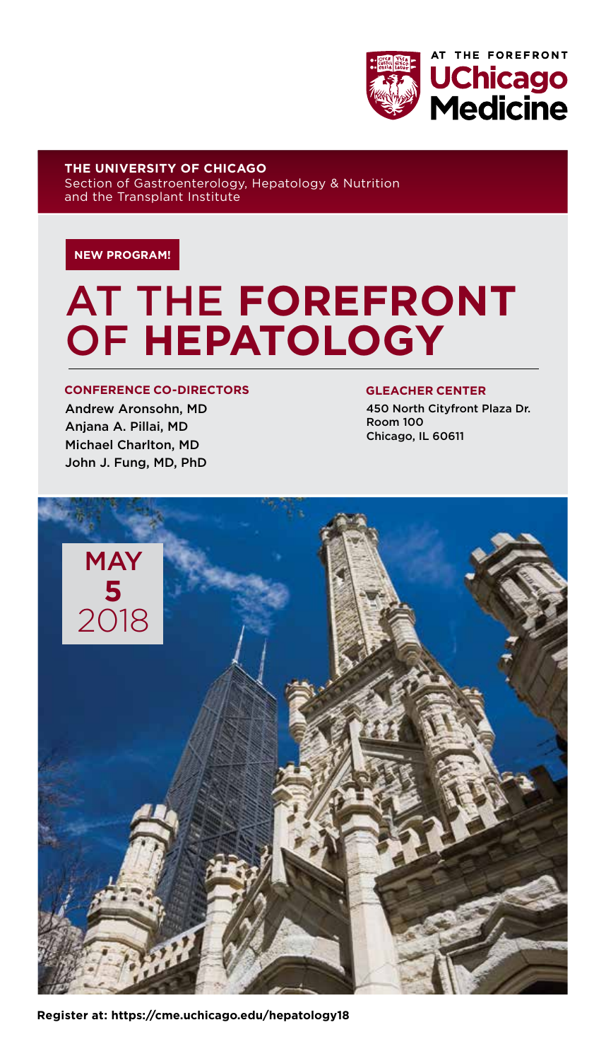AT THE FOREFRONT
**UChicago Medicine**

**THE UNIVERSITY OF CHICAGO**
Section of Gastroenterology, Hepatology & Nutrition and the Transplant Institute

**NEW PROGRAM!**

# AT THE FOREFRONT OF HEPATOLOGY

**CONFERENCE CO-DIRECTORS**

Andrew Aronsohn, MD
Anjana A. Pillai, MD
Michael Charlton, MD
John J. Fung, MD, PhD

**GLEACHER CENTER**

450 North Cityfront Plaza Dr.
Room 100
Chicago, IL 60611

**MAY 5** 2018

**Register at: https://cme.uchicago.edu/hepatology18**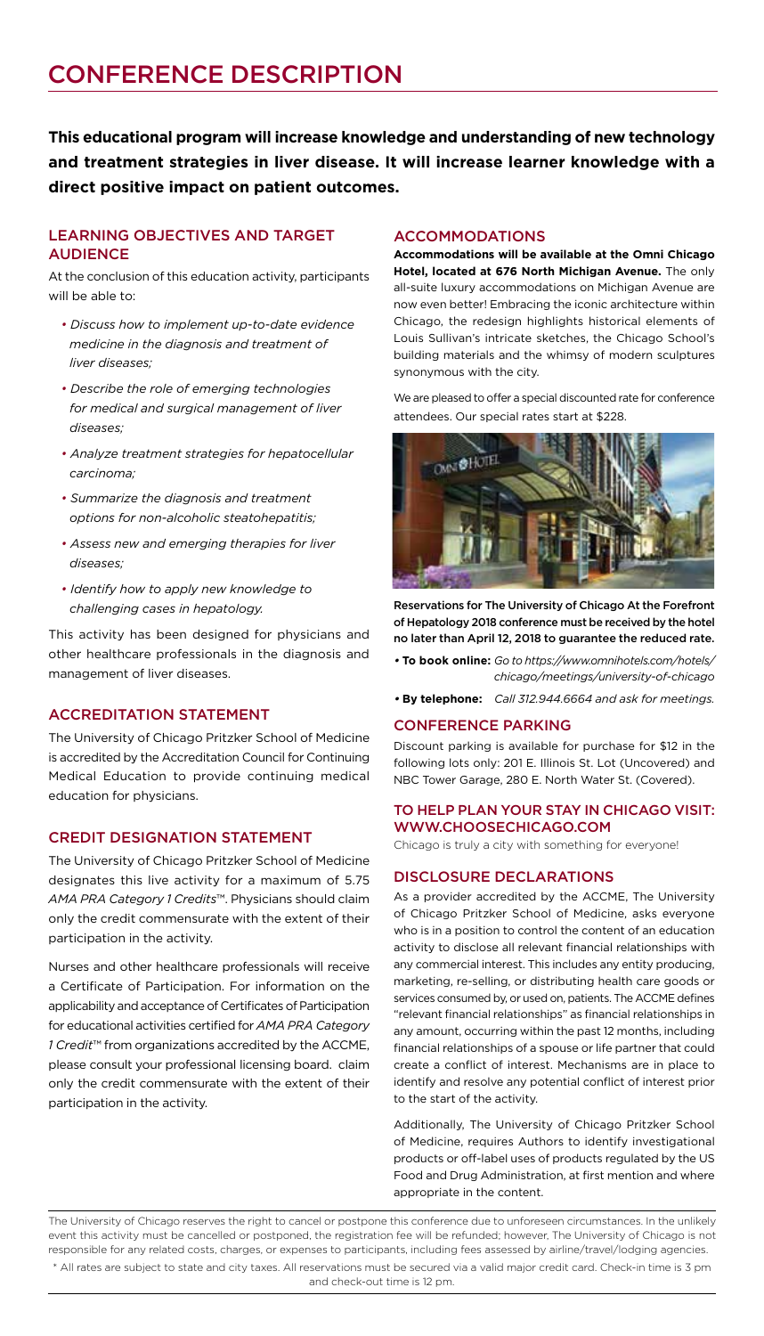# CONFERENCE DESCRIPTION

**This educational program will increase knowledge and understanding of new technology and treatment strategies in liver disease. It will increase learner knowledge with a direct positive impact on patient outcomes.**

## LEARNING OBJECTIVES AND TARGET AUDIENCE

At the conclusion of this education activity, participants will be able to:

- *Discuss how to implement up-to-date evidence medicine in the diagnosis and treatment of liver diseases;*
- *Describe the role of emerging technologies for medical and surgical management of liver diseases;*
- *Analyze treatment strategies for hepatocellular carcinoma;*
- *Summarize the diagnosis and treatment options for non-alcoholic steatohepatitis;*
- *Assess new and emerging therapies for liver diseases;*
- *Identify how to apply new knowledge to challenging cases in hepatology.*

This activity has been designed for physicians and other healthcare professionals in the diagnosis and management of liver diseases.

## ACCREDITATION STATEMENT

The University of Chicago Pritzker School of Medicine is accredited by the Accreditation Council for Continuing Medical Education to provide continuing medical education for physicians.

## CREDIT DESIGNATION STATEMENT

The University of Chicago Pritzker School of Medicine designates this live activity for a maximum of 5.75 *AMA PRA Category 1 Credits*™. Physicians should claim only the credit commensurate with the extent of their participation in the activity.

Nurses and other healthcare professionals will receive a Certificate of Participation. For information on the applicability and acceptance of Certificates of Participation for educational activities certified for *AMA PRA Category 1 Credit*™ from organizations accredited by the ACCME, please consult your professional licensing board. claim only the credit commensurate with the extent of their participation in the activity.

## ACCOMMODATIONS

**Accommodations will be available at the Omni Chicago Hotel, located at 676 North Michigan Avenue.** The only all-suite luxury accommodations on Michigan Avenue are now even better! Embracing the iconic architecture within Chicago, the redesign highlights historical elements of Louis Sullivan's intricate sketches, the Chicago School's building materials and the whimsy of modern sculptures synonymous with the city.

We are pleased to offer a special discounted rate for conference attendees. Our special rates start at $228.

**Reservations for The University of Chicago At the Forefront of Hepatology 2018 conference must be received by the hotel no later than April 12, 2018 to guarantee the reduced rate.**

- **To book online:** *Go to https://www.omnihotels.com/hotels/chicago/meetings/university-of-chicago*
- **By telephone:** *Call 312.944.6664 and ask for meetings.*

## CONFERENCE PARKING

Discount parking is available for purchase for $12 in the following lots only: 201 E. Illinois St. Lot (Uncovered) and NBC Tower Garage, 280 E. North Water St. (Covered).

## TO HELP PLAN YOUR STAY IN CHICAGO VISIT: WWW.CHOOSECHICAGO.COM

Chicago is truly a city with something for everyone!

## DISCLOSURE DECLARATIONS

As a provider accredited by the ACCME, The University of Chicago Pritzker School of Medicine, asks everyone who is in a position to control the content of an education activity to disclose all relevant financial relationships with any commercial interest. This includes any entity producing, marketing, re-selling, or distributing health care goods or services consumed by, or used on, patients. The ACCME defines "relevant financial relationships" as financial relationships in any amount, occurring within the past 12 months, including financial relationships of a spouse or life partner that could create a conflict of interest. Mechanisms are in place to identify and resolve any potential conflict of interest prior to the start of the activity.

Additionally, The University of Chicago Pritzker School of Medicine, requires Authors to identify investigational products or off-label uses of products regulated by the US Food and Drug Administration, at first mention and where appropriate in the content.

The University of Chicago reserves the right to cancel or postpone this conference due to unforeseen circumstances. In the unlikely event this activity must be cancelled or postponed, the registration fee will be refunded; however, The University of Chicago is not responsible for any related costs, charges, or expenses to participants, including fees assessed by airline/travel/lodging agencies.

\* All rates are subject to state and city taxes. All reservations must be secured via a valid major credit card. Check-in time is 3 pm and check-out time is 12 pm.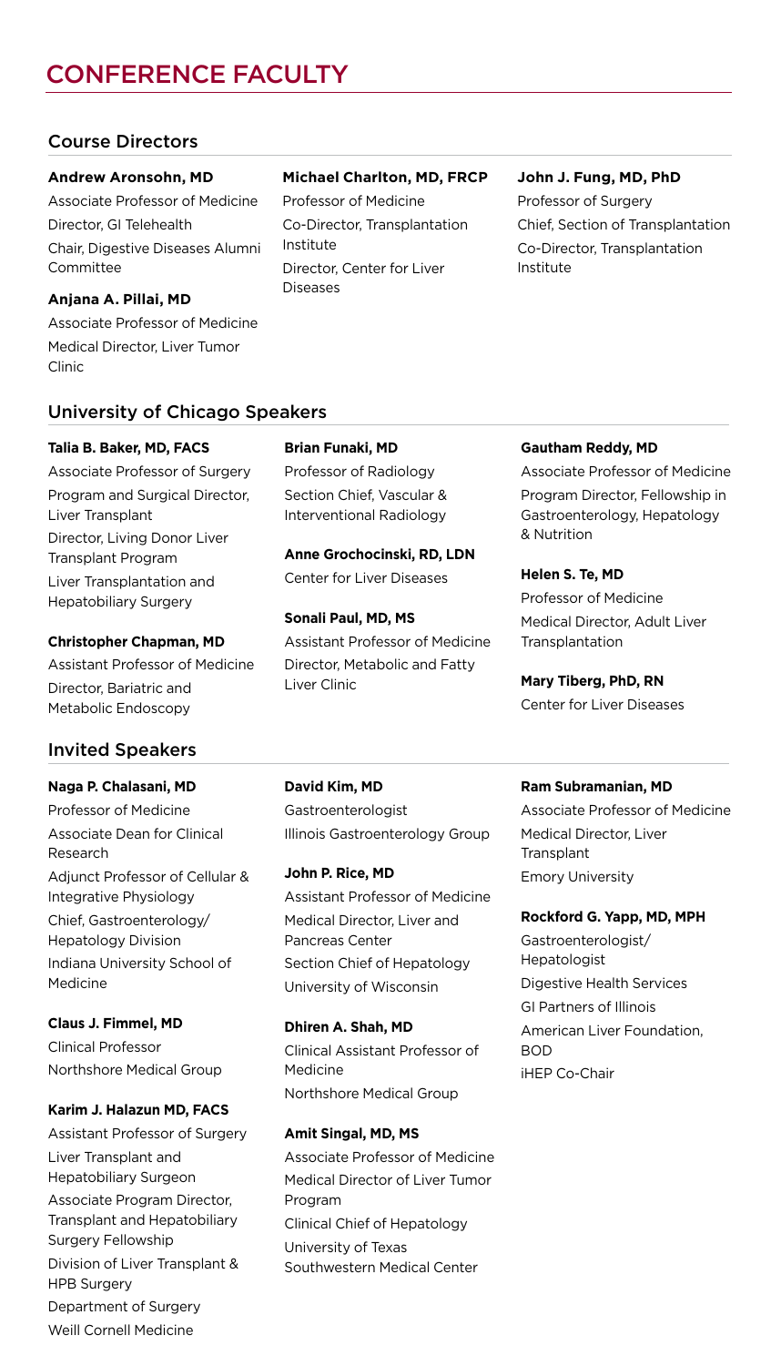# CONFERENCE FACULTY

## Course Directors

**Andrew Aronsohn, MD**
Associate Professor of Medicine
Director, GI Telehealth
Chair, Digestive Diseases Alumni Committee

**Anjana A. Pillai, MD**
Associate Professor of Medicine
Medical Director, Liver Tumor Clinic

**Michael Charlton, MD, FRCP**
Professor of Medicine
Co-Director, Transplantation Institute
Director, Center for Liver Diseases

**John J. Fung, MD, PhD**
Professor of Surgery
Chief, Section of Transplantation
Co-Director, Transplantation Institute

## University of Chicago Speakers

**Talia B. Baker, MD, FACS**
Associate Professor of Surgery
Program and Surgical Director, Liver Transplant
Director, Living Donor Liver Transplant Program
Liver Transplantation and Hepatobiliary Surgery

**Christopher Chapman, MD**
Assistant Professor of Medicine
Director, Bariatric and Metabolic Endoscopy

**Brian Funaki, MD**
Professor of Radiology
Section Chief, Vascular & Interventional Radiology

**Anne Grochocinski, RD, LDN**
Center for Liver Diseases

**Sonali Paul, MD, MS**
Assistant Professor of Medicine
Director, Metabolic and Fatty Liver Clinic

**Gautham Reddy, MD**
Associate Professor of Medicine
Program Director, Fellowship in Gastroenterology, Hepatology & Nutrition

**Helen S. Te, MD**
Professor of Medicine
Medical Director, Adult Liver Transplantation

**Mary Tiberg, PhD, RN**
Center for Liver Diseases

## Invited Speakers

**Naga P. Chalasani, MD**
Professor of Medicine
Associate Dean for Clinical Research
Adjunct Professor of Cellular & Integrative Physiology
Chief, Gastroenterology/Hepatology Division
Indiana University School of Medicine

**Claus J. Fimmel, MD**
Clinical Professor
Northshore Medical Group

**Karim J. Halazun MD, FACS**
Assistant Professor of Surgery
Liver Transplant and Hepatobiliary Surgeon
Associate Program Director, Transplant and Hepatobiliary Surgery Fellowship
Division of Liver Transplant & HPB Surgery
Department of Surgery
Weill Cornell Medicine

**David Kim, MD**
Gastroenterologist
Illinois Gastroenterology Group

**John P. Rice, MD**
Assistant Professor of Medicine
Medical Director, Liver and Pancreas Center
Section Chief of Hepatology
University of Wisconsin

**Dhiren A. Shah, MD**
Clinical Assistant Professor of Medicine
Northshore Medical Group

**Amit Singal, MD, MS**
Associate Professor of Medicine
Medical Director of Liver Tumor Program
Clinical Chief of Hepatology
University of Texas Southwestern Medical Center

**Ram Subramanian, MD**
Associate Professor of Medicine
Medical Director, Liver Transplant
Emory University

**Rockford G. Yapp, MD, MPH**
Gastroenterologist/Hepatologist
Digestive Health Services
GI Partners of Illinois
American Liver Foundation, BOD
iHEP Co-Chair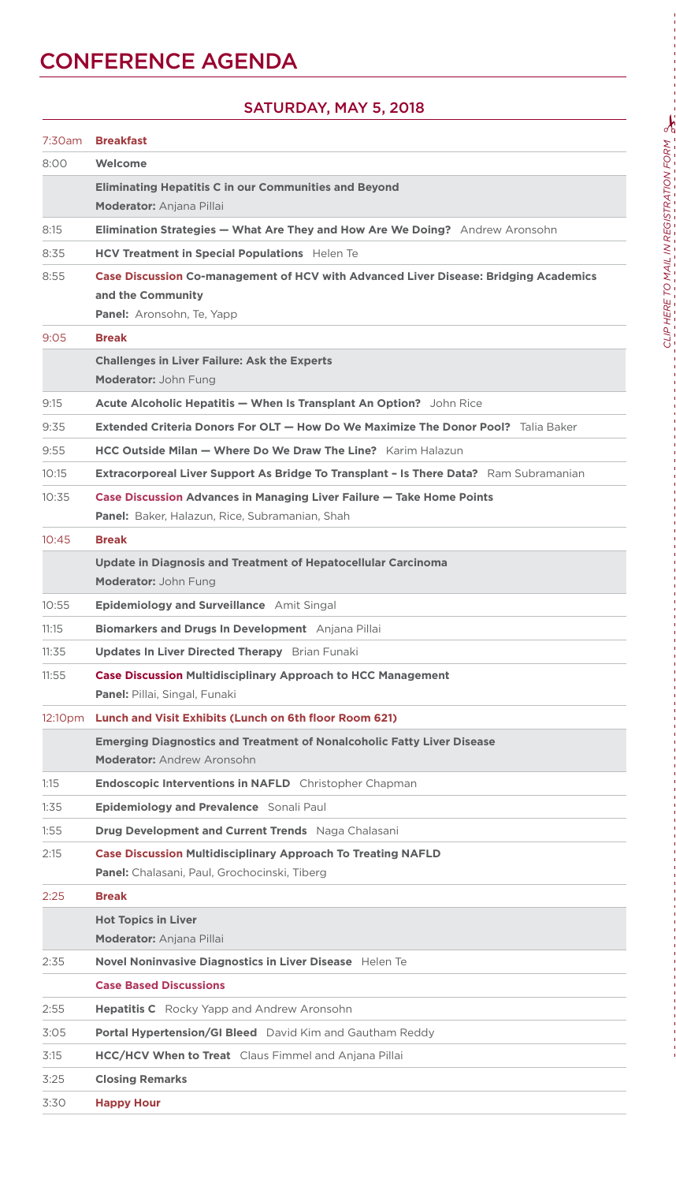# CONFERENCE AGENDA

## SATURDAY, MAY 5, 2018

| Time | Session |
|---|---|
| 7:30am | **Breakfast** |
| 8:00 | **Welcome** |
| | **Eliminating Hepatitis C in our Communities and Beyond**<br>**Moderator:** Anjana Pillai |
| 8:15 | **Elimination Strategies — What Are They and How Are We Doing?** Andrew Aronsohn |
| 8:35 | **HCV Treatment in Special Populations** Helen Te |
| 8:55 | **Case Discussion Co-management of HCV with Advanced Liver Disease: Bridging Academics and the Community**<br>**Panel:** Aronsohn, Te, Yapp |
| 9:05 | **Break** |
| | **Challenges in Liver Failure: Ask the Experts**<br>**Moderator:** John Fung |
| 9:15 | **Acute Alcoholic Hepatitis — When Is Transplant An Option?** John Rice |
| 9:35 | **Extended Criteria Donors For OLT — How Do We Maximize The Donor Pool?** Talia Baker |
| 9:55 | **HCC Outside Milan — Where Do We Draw The Line?** Karim Halazun |
| 10:15 | **Extracorporeal Liver Support As Bridge To Transplant – Is There Data?** Ram Subramanian |
| 10:35 | **Case Discussion Advances in Managing Liver Failure — Take Home Points**<br>**Panel:** Baker, Halazun, Rice, Subramanian, Shah |
| 10:45 | **Break** |
| | **Update in Diagnosis and Treatment of Hepatocellular Carcinoma**<br>**Moderator:** John Fung |
| 10:55 | **Epidemiology and Surveillance** Amit Singal |
| 11:15 | **Biomarkers and Drugs In Development** Anjana Pillai |
| 11:35 | **Updates In Liver Directed Therapy** Brian Funaki |
| 11:55 | **Case Discussion Multidisciplinary Approach to HCC Management**<br>**Panel:** Pillai, Singal, Funaki |
| 12:10pm | **Lunch and Visit Exhibits (Lunch on 6th floor Room 621)** |
| | **Emerging Diagnostics and Treatment of Nonalcoholic Fatty Liver Disease**<br>**Moderator:** Andrew Aronsohn |
| 1:15 | **Endoscopic Interventions in NAFLD** Christopher Chapman |
| 1:35 | **Epidemiology and Prevalence** Sonali Paul |
| 1:55 | **Drug Development and Current Trends** Naga Chalasani |
| 2:15 | **Case Discussion Multidisciplinary Approach To Treating NAFLD**<br>**Panel:** Chalasani, Paul, Grochocinski, Tiberg |
| 2:25 | **Break** |
| | **Hot Topics in Liver**<br>**Moderator:** Anjana Pillai |
| 2:35 | **Novel Noninvasive Diagnostics in Liver Disease** Helen Te |
| | **Case Based Discussions** |
| 2:55 | **Hepatitis C** Rocky Yapp and Andrew Aronsohn |
| 3:05 | **Portal Hypertension/GI Bleed** David Kim and Gautham Reddy |
| 3:15 | **HCC/HCV When to Treat** Claus Fimmel and Anjana Pillai |
| 3:25 | **Closing Remarks** |
| 3:30 | **Happy Hour** |

*CLIP HERE TO MAIL IN REGISTRATION FORM*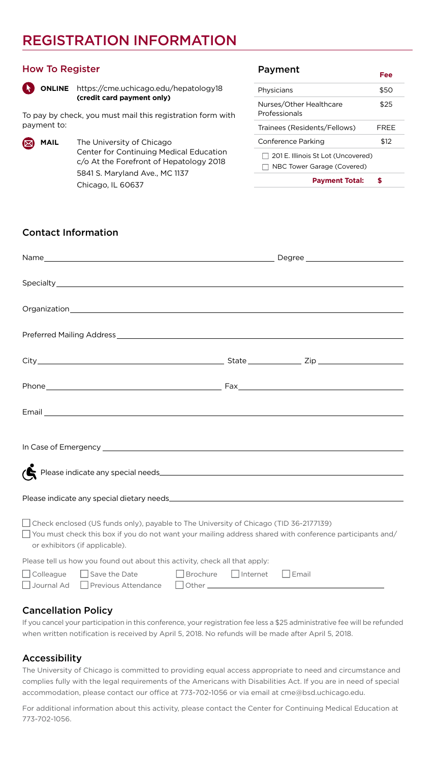# REGISTRATION INFORMATION

## How To Register

**ONLINE** https://cme.uchicago.edu/hepatology18 **(credit card payment only)**

To pay by check, you must mail this registration form with payment to:

**MAIL** The University of Chicago
Center for Continuing Medical Education
c/o At the Forefront of Hepatology 2018
5841 S. Maryland Ave., MC 1137
Chicago, IL 60637

## Payment

| | Fee |
|---|---|
| Physicians | $50 |
| Nurses/Other Healthcare Professionals | $25 |
| Trainees (Residents/Fellows) | FREE |
| Conference Parking | $12 |
| ☐ 201 E. Illinois St Lot (Uncovered)<br>☐ NBC Tower Garage (Covered) | |
| **Payment Total:** | **$** |

## Contact Information

Name \_\_\_\_\_\_\_\_\_\_ Degree \_\_\_\_\_\_\_\_\_\_

Specialty \_\_\_\_\_\_\_\_\_\_

Organization \_\_\_\_\_\_\_\_\_\_

Preferred Mailing Address \_\_\_\_\_\_\_\_\_\_

City \_\_\_\_\_\_\_\_\_\_ State \_\_\_\_\_\_\_\_\_\_ Zip \_\_\_\_\_\_\_\_\_\_

Phone \_\_\_\_\_\_\_\_\_\_ Fax \_\_\_\_\_\_\_\_\_\_

Email \_\_\_\_\_\_\_\_\_\_

In Case of Emergency \_\_\_\_\_\_\_\_\_\_

Please indicate any special needs \_\_\_\_\_\_\_\_\_\_

Please indicate any special dietary needs \_\_\_\_\_\_\_\_\_\_

☐ Check enclosed (US funds only), payable to The University of Chicago (TID 36-2177139)

☐ You must check this box if you do not want your mailing address shared with conference participants and/or exhibitors (if applicable).

Please tell us how you found out about this activity, check all that apply:

☐ Colleague ☐ Save the Date ☐ Brochure ☐ Internet ☐ Email
☐ Journal Ad ☐ Previous Attendance ☐ Other \_\_\_\_\_\_\_\_\_\_

## Cancellation Policy

If you cancel your participation in this conference, your registration fee less a $25 administrative fee will be refunded when written notification is received by April 5, 2018. No refunds will be made after April 5, 2018.

## Accessibility

The University of Chicago is committed to providing equal access appropriate to need and circumstance and complies fully with the legal requirements of the Americans with Disabilities Act. If you are in need of special accommodation, please contact our office at 773-702-1056 or via email at cme@bsd.uchicago.edu.

For additional information about this activity, please contact the Center for Continuing Medical Education at 773-702-1056.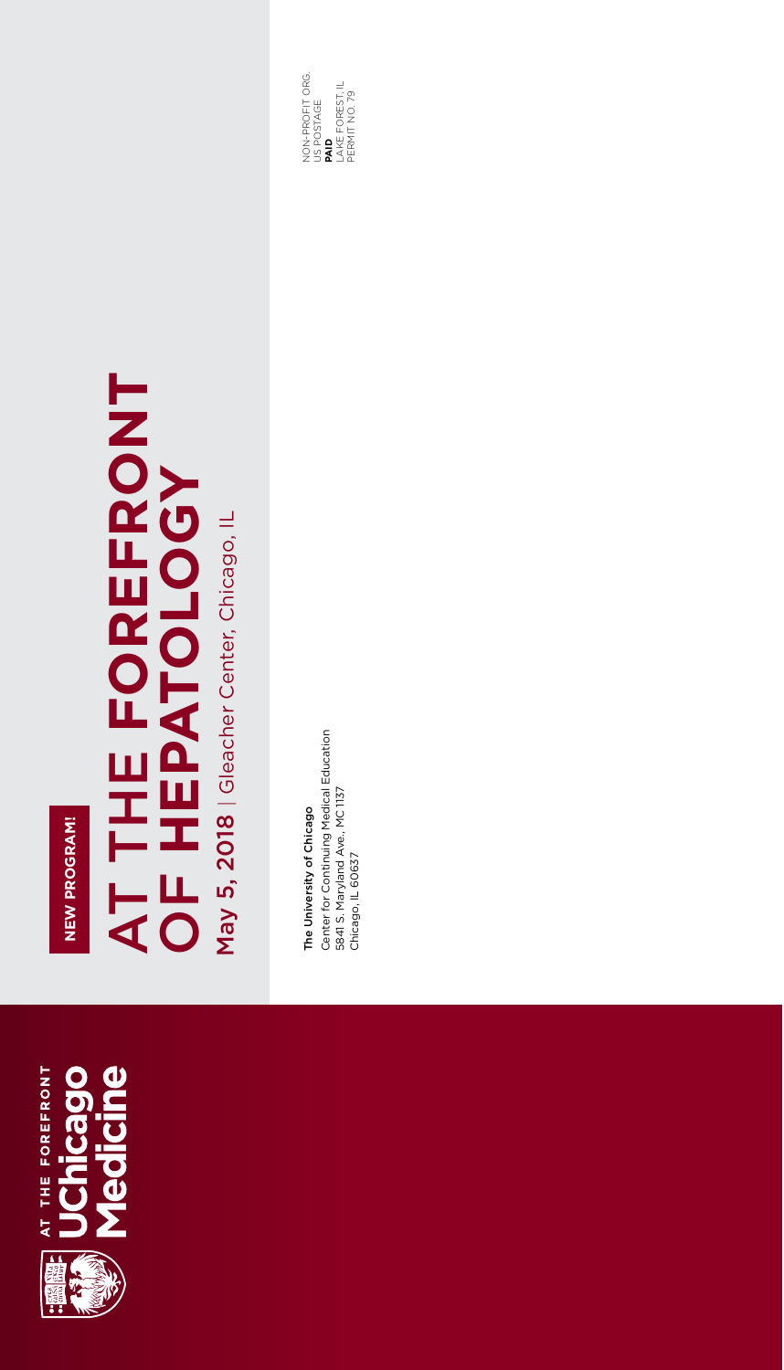AT THE FOREFRONT

**UChicago Medicine**

**NEW PROGRAM!**

# AT THE FOREFRONT OF HEPATOLOGY

**May 5, 2018** | Gleacher Center, Chicago, IL

**The University of Chicago**
Center for Continuing Medical Education
5841 S. Maryland Ave., MC 1137
Chicago, IL 60637

NON-PROFIT ORG.
US POSTAGE
**PAID**
LAKE FOREST, IL
PERMIT NO. 79